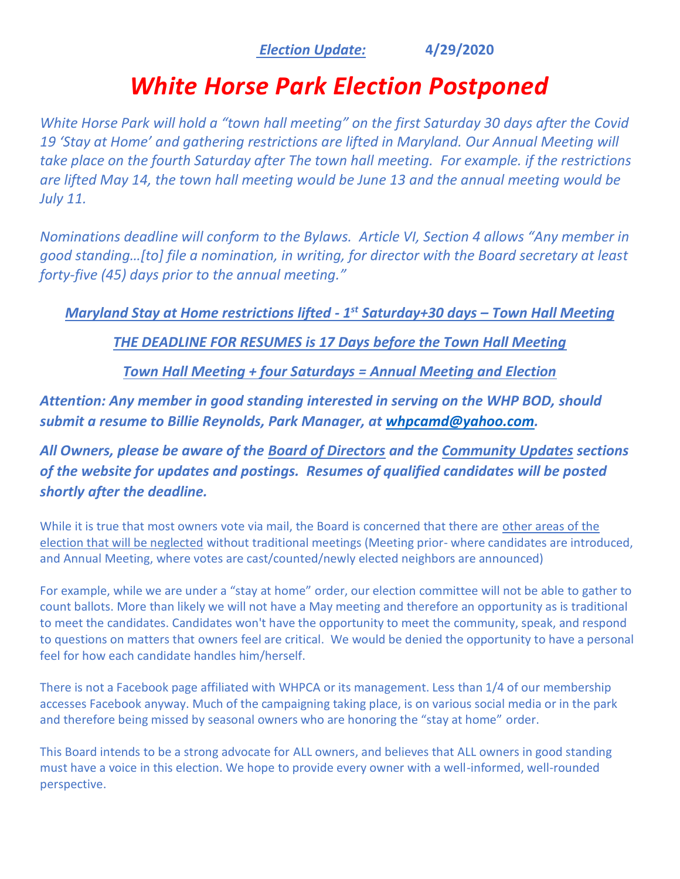***Election Update:*** **4/29/2020**

# *White Horse Park Election Postponed*

*White Horse Park will hold a "town hall meeting" on the first Saturday 30 days after the Covid 19 'Stay at Home' and gathering restrictions are lifted in Maryland. Our Annual Meeting will take place on the fourth Saturday after The town hall meeting. For example. if the restrictions are lifted May 14, the town hall meeting would be June 13 and the annual meeting would be July 11.*

*Nominations deadline will conform to the Bylaws. Article VI, Section 4 allows "Any member in good standing…[to] file a nomination, in writing, for director with the Board secretary at least forty-five (45) days prior to the annual meeting."*

***Maryland Stay at Home restrictions lifted - 1st Saturday+30 days – Town Hall Meeting***

***THE DEADLINE FOR RESUMES is 17 Days before the Town Hall Meeting***

***Town Hall Meeting + four Saturdays = Annual Meeting and Election***

***Attention: Any member in good standing interested in serving on the WHP BOD, should submit a resume to Billie Reynolds, Park Manager, at whpcamd@yahoo.com.***

***All Owners, please be aware of the Board of Directors and the Community Updates sections of the website for updates and postings. Resumes of qualified candidates will be posted shortly after the deadline.***

While it is true that most owners vote via mail, the Board is concerned that there are other areas of the election that will be neglected without traditional meetings (Meeting prior- where candidates are introduced, and Annual Meeting, where votes are cast/counted/newly elected neighbors are announced)

For example, while we are under a "stay at home" order, our election committee will not be able to gather to count ballots. More than likely we will not have a May meeting and therefore an opportunity as is traditional to meet the candidates. Candidates won't have the opportunity to meet the community, speak, and respond to questions on matters that owners feel are critical. We would be denied the opportunity to have a personal feel for how each candidate handles him/herself.

There is not a Facebook page affiliated with WHPCA or its management. Less than 1/4 of our membership accesses Facebook anyway. Much of the campaigning taking place, is on various social media or in the park and therefore being missed by seasonal owners who are honoring the "stay at home" order.

This Board intends to be a strong advocate for ALL owners, and believes that ALL owners in good standing must have a voice in this election. We hope to provide every owner with a well-informed, well-rounded perspective.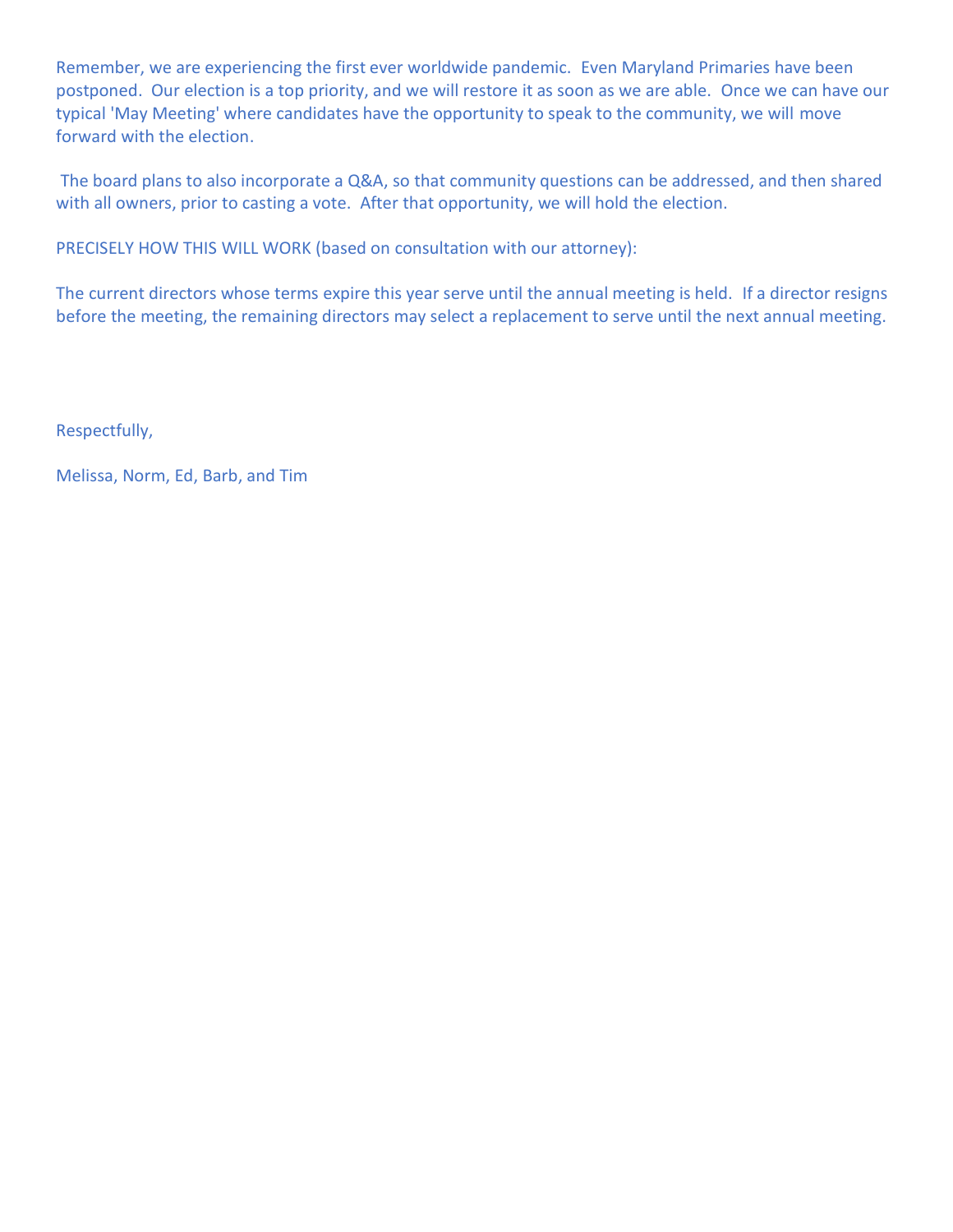Remember, we are experiencing the first ever worldwide pandemic.  Even Maryland Primaries have been postponed.  Our election is a top priority, and we will restore it as soon as we are able.  Once we can have our typical 'May Meeting' where candidates have the opportunity to speak to the community, we will move forward with the election.

The board plans to also incorporate a Q&A, so that community questions can be addressed, and then shared with all owners, prior to casting a vote.  After that opportunity, we will hold the election.

PRECISELY HOW THIS WILL WORK (based on consultation with our attorney):

The current directors whose terms expire this year serve until the annual meeting is held.  If a director resigns before the meeting, the remaining directors may select a replacement to serve until the next annual meeting.

Respectfully,

Melissa, Norm, Ed, Barb, and Tim